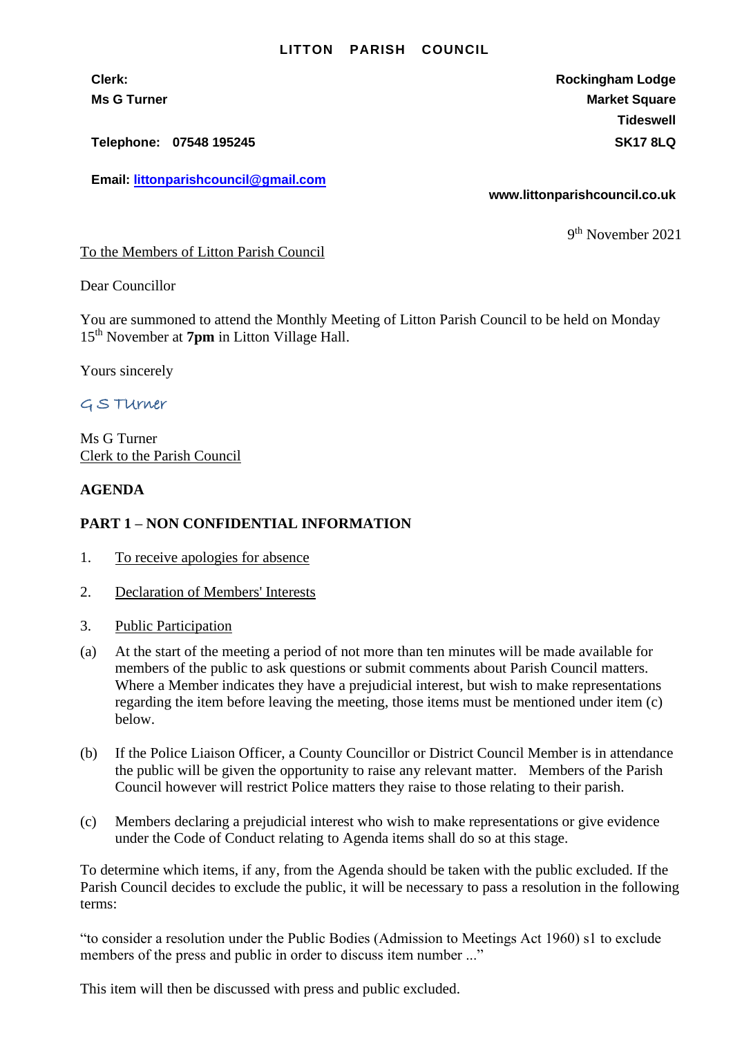# LITTON PARISH COUNCIL

**Clerk:**
**Ms G Turner**

**Telephone: 07548 195245**

**Email: littonparishcouncil@gmail.com**

**Rockingham Lodge**
**Market Square**
**Tideswell**
**SK17 8LQ**

**www.littonparishcouncil.co.uk**

9th November 2021

To the Members of Litton Parish Council

Dear Councillor

You are summoned to attend the Monthly Meeting of Litton Parish Council to be held on Monday 15th November at **7pm** in Litton Village Hall.

Yours sincerely

G S Turner

Ms G Turner
Clerk to the Parish Council

**AGENDA**

**PART 1 – NON CONFIDENTIAL INFORMATION**

1. To receive apologies for absence

2. Declaration of Members' Interests

3. Public Participation

(a) At the start of the meeting a period of not more than ten minutes will be made available for members of the public to ask questions or submit comments about Parish Council matters. Where a Member indicates they have a prejudicial interest, but wish to make representations regarding the item before leaving the meeting, those items must be mentioned under item (c) below.

(b) If the Police Liaison Officer, a County Councillor or District Council Member is in attendance the public will be given the opportunity to raise any relevant matter. Members of the Parish Council however will restrict Police matters they raise to those relating to their parish.

(c) Members declaring a prejudicial interest who wish to make representations or give evidence under the Code of Conduct relating to Agenda items shall do so at this stage.

To determine which items, if any, from the Agenda should be taken with the public excluded. If the Parish Council decides to exclude the public, it will be necessary to pass a resolution in the following terms:

"to consider a resolution under the Public Bodies (Admission to Meetings Act 1960) s1 to exclude members of the press and public in order to discuss item number ..."

This item will then be discussed with press and public excluded.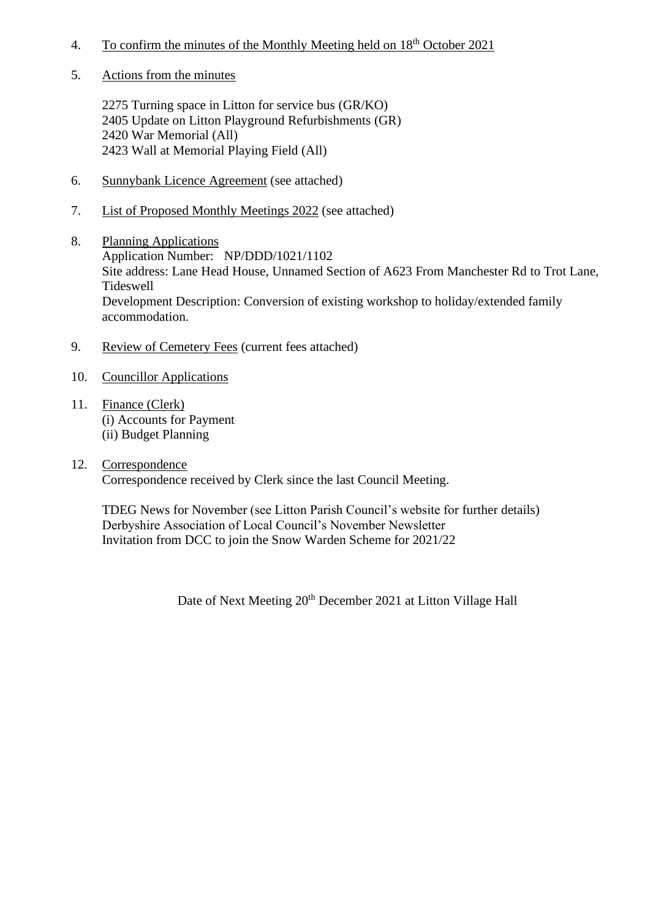4. <u>To confirm the minutes of the Monthly Meeting held on 18th October 2021</u>

5. <u>Actions from the minutes</u>

   2275 Turning space in Litton for service bus (GR/KO)
   2405 Update on Litton Playground Refurbishments (GR)
   2420 War Memorial (All)
   2423 Wall at Memorial Playing Field (All)

6. <u>Sunnybank Licence Agreement</u> (see attached)

7. <u>List of Proposed Monthly Meetings 2022</u> (see attached)

8. <u>Planning Applications</u>
   Application Number: NP/DDD/1021/1102
   Site address: Lane Head House, Unnamed Section of A623 From Manchester Rd to Trot Lane, Tideswell
   Development Description: Conversion of existing workshop to holiday/extended family accommodation.

9. <u>Review of Cemetery Fees</u> (current fees attached)

10. <u>Councillor Applications</u>

11. <u>Finance (Clerk)</u>
    (i) Accounts for Payment
    (ii) Budget Planning

12. <u>Correspondence</u>
    Correspondence received by Clerk since the last Council Meeting.

    TDEG News for November (see Litton Parish Council's website for further details)
    Derbyshire Association of Local Council's November Newsletter
    Invitation from DCC to join the Snow Warden Scheme for 2021/22

Date of Next Meeting 20th December 2021 at Litton Village Hall